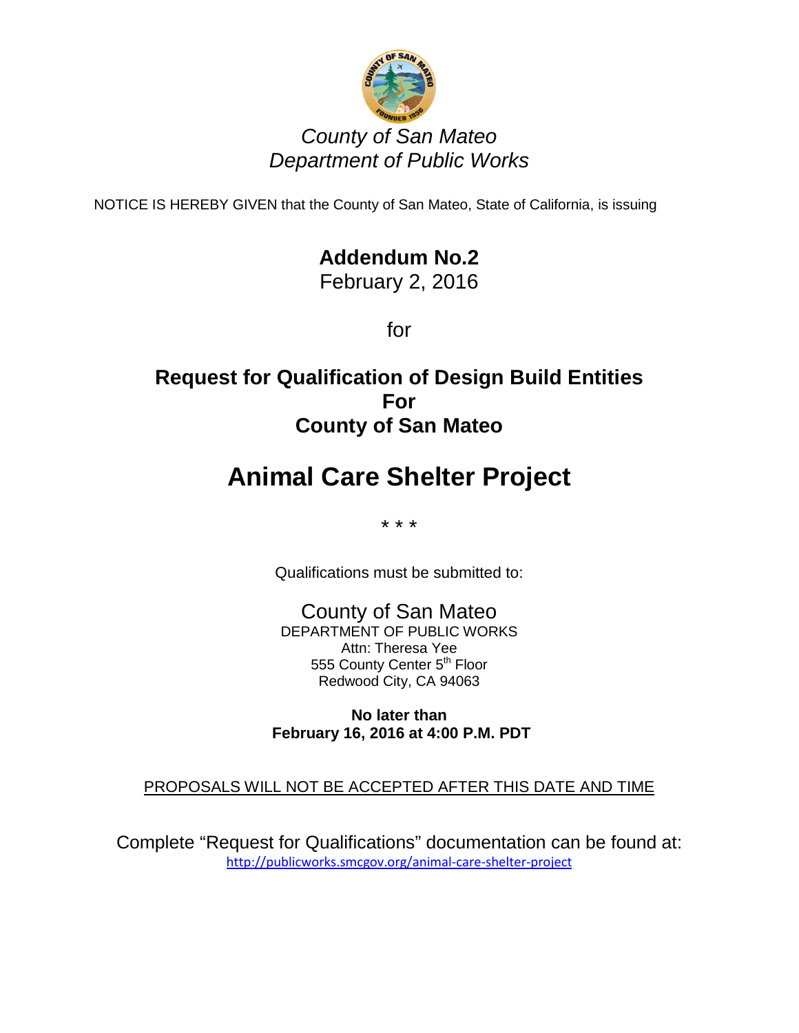*County of San Mateo*
*Department of Public Works*

NOTICE IS HEREBY GIVEN that the County of San Mateo, State of California, is issuing

**Addendum No.2**
February 2, 2016

for

## Request for Qualification of Design Build Entities For County of San Mateo

# Animal Care Shelter Project

* * *

Qualifications must be submitted to:

County of San Mateo
DEPARTMENT OF PUBLIC WORKS
Attn: Theresa Yee
555 County Center 5th Floor
Redwood City, CA 94063

**No later than**
**February 16, 2016 at 4:00 P.M. PDT**

PROPOSALS WILL NOT BE ACCEPTED AFTER THIS DATE AND TIME

Complete "Request for Qualifications" documentation can be found at:
http://publicworks.smcgov.org/animal-care-shelter-project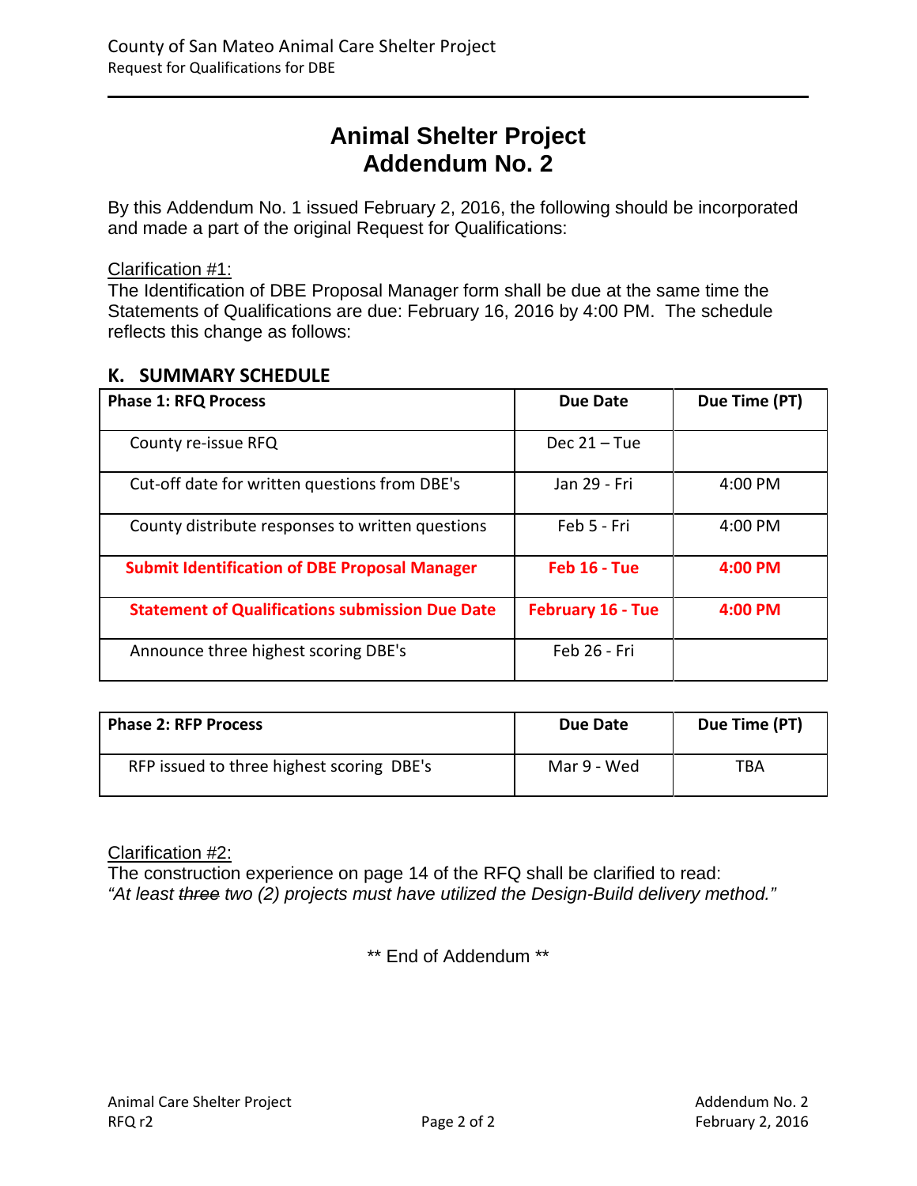# Animal Shelter Project
# Addendum No. 2

By this Addendum No. 1 issued February 2, 2016, the following should be incorporated and made a part of the original Request for Qualifications:

Clarification #1:
The Identification of DBE Proposal Manager form shall be due at the same time the Statements of Qualifications are due: February 16, 2016 by 4:00 PM. The schedule reflects this change as follows:

## K. SUMMARY SCHEDULE

| Phase 1: RFQ Process | Due Date | Due Time (PT) |
|---|---|---|
| County re-issue RFQ | Dec 21 – Tue | |
| Cut-off date for written questions from DBE's | Jan 29 - Fri | 4:00 PM |
| County distribute responses to written questions | Feb 5 - Fri | 4:00 PM |
| **Submit Identification of DBE Proposal Manager** | **Feb 16 - Tue** | **4:00 PM** |
| **Statement of Qualifications submission Due Date** | **February 16 - Tue** | **4:00 PM** |
| Announce three highest scoring DBE's | Feb 26 - Fri | |

| Phase 2: RFP Process | Due Date | Due Time (PT) |
|---|---|---|
| RFP issued to three highest scoring DBE's | Mar 9 - Wed | TBA |

Clarification #2:
The construction experience on page 14 of the RFQ shall be clarified to read:
*"At least ~~three~~ two (2) projects must have utilized the Design-Build delivery method."*

** End of Addendum **